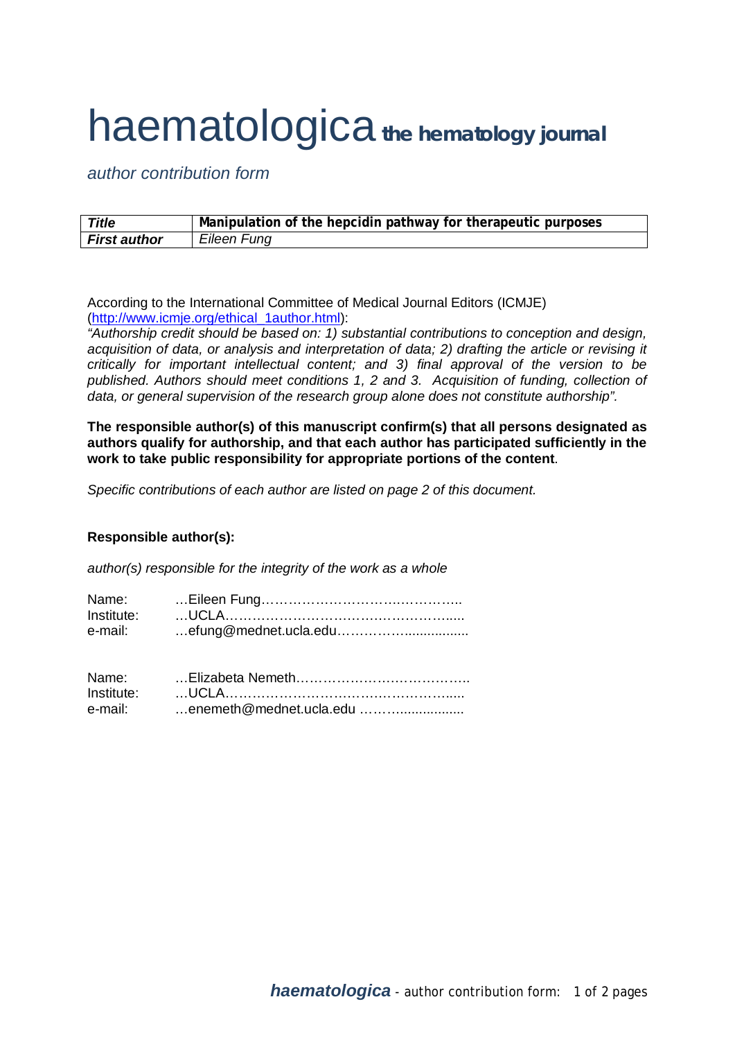# haematologica **the hematology journal**

*author contribution form*

| *Title* | **Manipulation of the hepcidin pathway for therapeutic purposes** |
|---|---|
| ***First author*** | *Eileen Fung* |

According to the International Committee of Medical Journal Editors (ICMJE) (http://www.icmje.org/ethical_1author.html):
*"Authorship credit should be based on: 1) substantial contributions to conception and design, acquisition of data, or analysis and interpretation of data; 2) drafting the article or revising it critically for important intellectual content; and 3) final approval of the version to be published. Authors should meet conditions 1, 2 and 3. Acquisition of funding, collection of data, or general supervision of the research group alone does not constitute authorship".*

**The responsible author(s) of this manuscript confirm(s) that all persons designated as authors qualify for authorship, and that each author has participated sufficiently in the work to take public responsibility for appropriate portions of the content**.

*Specific contributions of each author are listed on page 2 of this document.*

**Responsible author(s):**

*author(s) responsible for the integrity of the work as a whole*

Name: …Eileen Fung……………………………………..
Institute: …UCLA…………………………………………......
e-mail: …efung@mednet.ucla.edu……………................

Name: …Elizabeta Nemeth…………………………………..
Institute: …UCLA…………………………………………......
e-mail: …enemeth@mednet.ucla.edu ……….................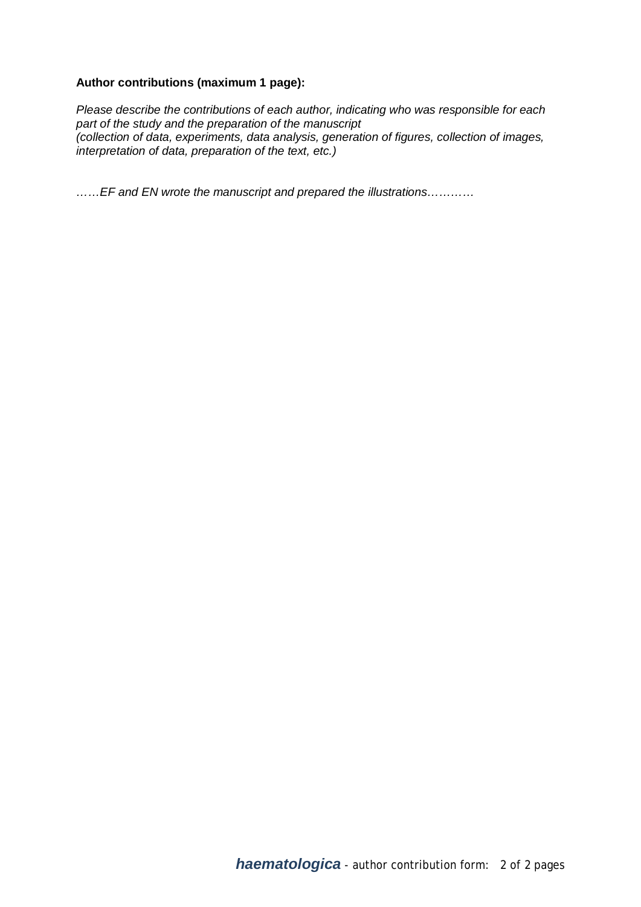**Author contributions (maximum 1 page):**

*Please describe the contributions of each author, indicating who was responsible for each part of the study and the preparation of the manuscript (collection of data, experiments, data analysis, generation of figures, collection of images, interpretation of data, preparation of the text, etc.)*

*……EF and EN wrote the manuscript and prepared the illustrations…………*